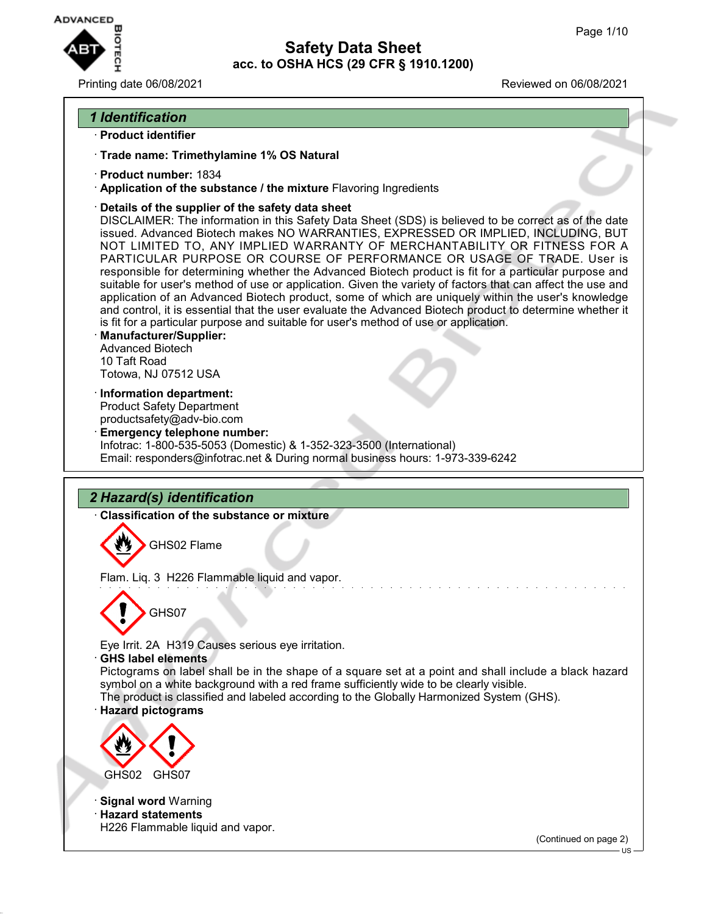# Safety Data Sheet
## acc. to OSHA HCS (29 CFR § 1910.1200)

Printing date 06/08/2021 Reviewed on 06/08/2021

## 1 Identification

· **Product identifier**

· **Trade name: Trimethylamine 1% OS Natural**

· **Product number:** 1834

· **Application of the substance / the mixture** Flavoring Ingredients

· **Details of the supplier of the safety data sheet**

DISCLAIMER: The information in this Safety Data Sheet (SDS) is believed to be correct as of the date issued. Advanced Biotech makes NO WARRANTIES, EXPRESSED OR IMPLIED, INCLUDING, BUT NOT LIMITED TO, ANY IMPLIED WARRANTY OF MERCHANTABILITY OR FITNESS FOR A PARTICULAR PURPOSE OR COURSE OF PERFORMANCE OR USAGE OF TRADE. User is responsible for determining whether the Advanced Biotech product is fit for a particular purpose and suitable for user's method of use or application. Given the variety of factors that can affect the use and application of an Advanced Biotech product, some of which are uniquely within the user's knowledge and control, it is essential that the user evaluate the Advanced Biotech product to determine whether it is fit for a particular purpose and suitable for user's method of use or application.

· **Manufacturer/Supplier:**

Advanced Biotech
10 Taft Road
Totowa, NJ 07512 USA

· **Information department:**

Product Safety Department
productsafety@adv-bio.com

· **Emergency telephone number:**

Infotrac: 1-800-535-5053 (Domestic) & 1-352-323-3500 (International)
Email: responders@infotrac.net & During normal business hours: 1-973-339-6242

## 2 Hazard(s) identification

· **Classification of the substance or mixture**

GHS02 Flame

Flam. Liq. 3 H226 Flammable liquid and vapor.

GHS07

Eye Irrit. 2A H319 Causes serious eye irritation.

· **GHS label elements**

Pictograms on label shall be in the shape of a square set at a point and shall include a black hazard symbol on a white background with a red frame sufficiently wide to be clearly visible.
The product is classified and labeled according to the Globally Harmonized System (GHS).

· **Hazard pictograms**

GHS02 GHS07

· **Signal word** Warning

· **Hazard statements**

H226 Flammable liquid and vapor.

(Continued on page 2)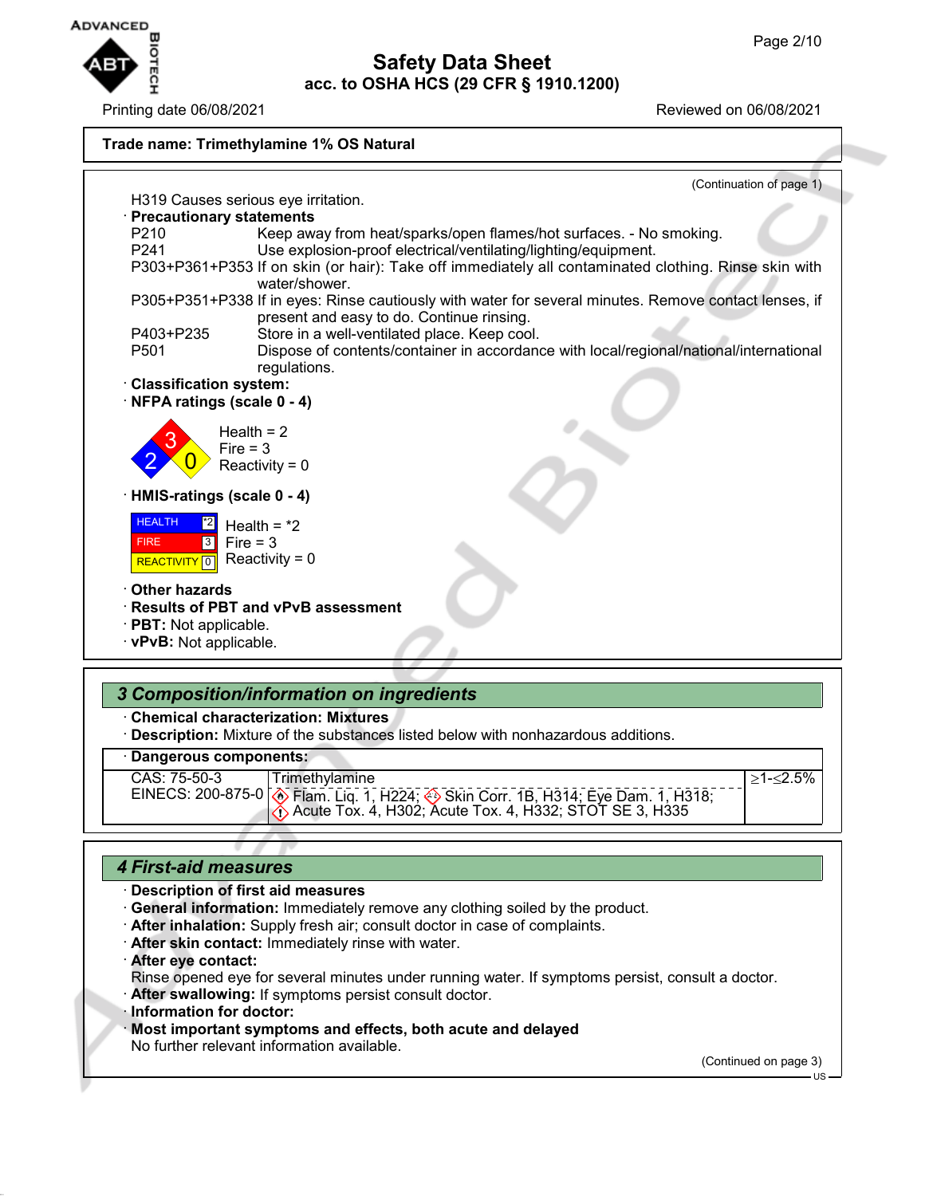**Trade name: Trimethylamine 1% OS Natural**

(Continuation of page 1)

H319 Causes serious eye irritation.

· **Precautionary statements**

P210 Keep away from heat/sparks/open flames/hot surfaces. - No smoking.
P241 Use explosion-proof electrical/ventilating/lighting/equipment.
P303+P361+P353 If on skin (or hair): Take off immediately all contaminated clothing. Rinse skin with water/shower.
P305+P351+P338 If in eyes: Rinse cautiously with water for several minutes. Remove contact lenses, if present and easy to do. Continue rinsing.
P403+P235 Store in a well-ventilated place. Keep cool.
P501 Dispose of contents/container in accordance with local/regional/national/international regulations.

· **Classification system:**

· **NFPA ratings (scale 0 - 4)**

Health = 2
Fire = 3
Reactivity = 0

· **HMIS-ratings (scale 0 - 4)**

| HEALTH | *2 |
|---|---|
| FIRE | 3 |
| REACTIVITY | 0 |

Health = *2
Fire = 3
Reactivity = 0

· **Other hazards**

· **Results of PBT and vPvB assessment**

· **PBT:** Not applicable.

· **vPvB:** Not applicable.

## 3 Composition/information on ingredients

· **Chemical characterization: Mixtures**

· **Description:** Mixture of the substances listed below with nonhazardous additions.

· **Dangerous components:**

| | | |
|---|---|---|
| CAS: 75-50-3<br>EINECS: 200-875-0 | Trimethylamine<br>Flam. Liq. 1, H224; Skin Corr. 1B, H314; Eye Dam. 1, H318; Acute Tox. 4, H302; Acute Tox. 4, H332; STOT SE 3, H335 | ≥1-≤2.5% |

## 4 First-aid measures

· **Description of first aid measures**

· **General information:** Immediately remove any clothing soiled by the product.

· **After inhalation:** Supply fresh air; consult doctor in case of complaints.

· **After skin contact:** Immediately rinse with water.

· **After eye contact:**
Rinse opened eye for several minutes under running water. If symptoms persist, consult a doctor.

· **After swallowing:** If symptoms persist consult doctor.

· **Information for doctor:**

· **Most important symptoms and effects, both acute and delayed**
No further relevant information available.

(Continued on page 3)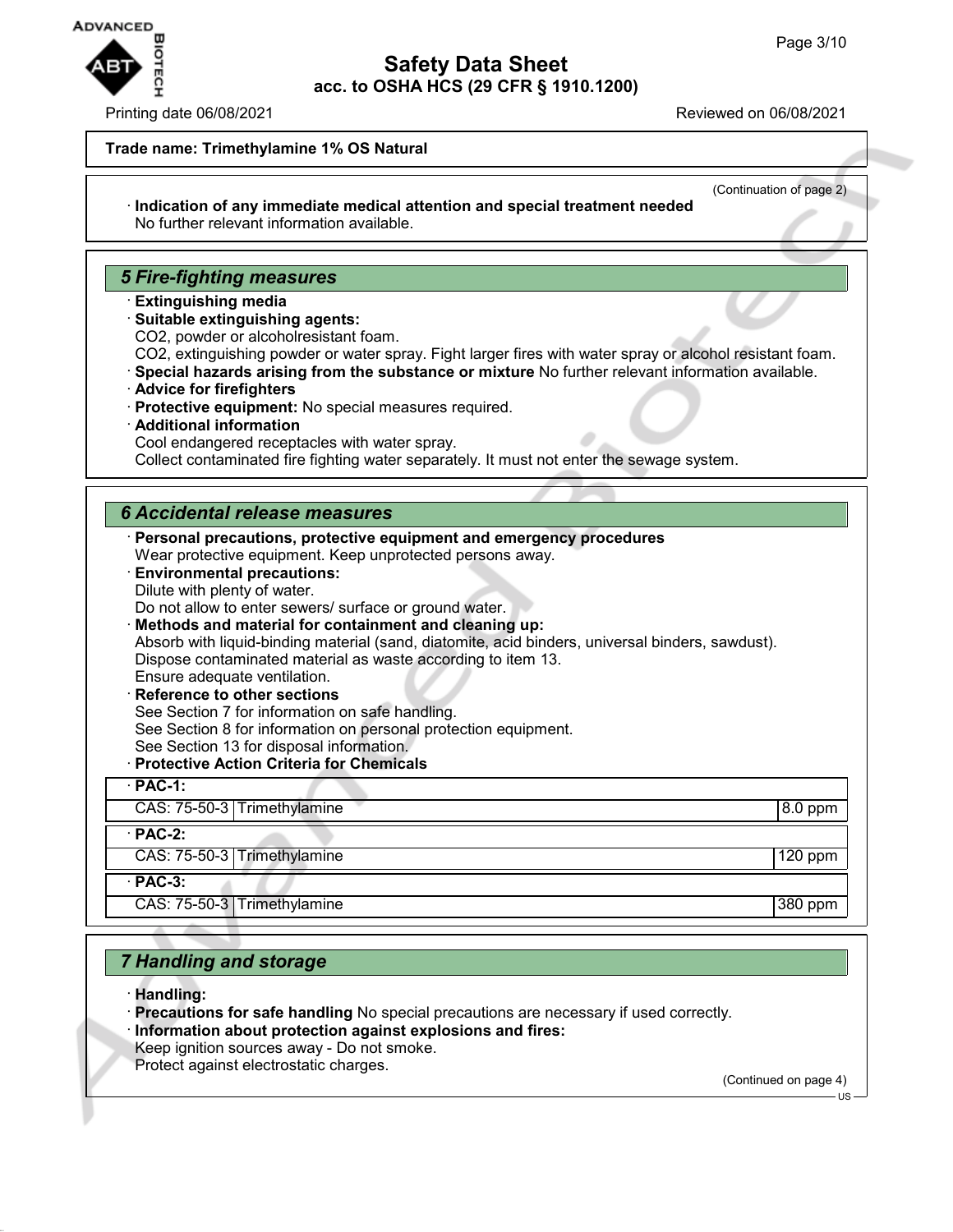**Trade name: Trimethylamine 1% OS Natural**

(Continuation of page 2)

· **Indication of any immediate medical attention and special treatment needed**
No further relevant information available.

## 5 Fire-fighting measures

· **Extinguishing media**
· **Suitable extinguishing agents:**
$CO_2$, powder or alcoholresistant foam.
$CO_2$, extinguishing powder or water spray. Fight larger fires with water spray or alcohol resistant foam.
· **Special hazards arising from the substance or mixture** No further relevant information available.
· **Advice for firefighters**
· **Protective equipment:** No special measures required.
· **Additional information**
Cool endangered receptacles with water spray.
Collect contaminated fire fighting water separately. It must not enter the sewage system.

## 6 Accidental release measures

· **Personal precautions, protective equipment and emergency procedures**
Wear protective equipment. Keep unprotected persons away.
· **Environmental precautions:**
Dilute with plenty of water.
Do not allow to enter sewers/ surface or ground water.
· **Methods and material for containment and cleaning up:**
Absorb with liquid-binding material (sand, diatomite, acid binders, universal binders, sawdust).
Dispose contaminated material as waste according to item 13.
Ensure adequate ventilation.
· **Reference to other sections**
See Section 7 for information on safe handling.
See Section 8 for information on personal protection equipment.
See Section 13 for disposal information.
· **Protective Action Criteria for Chemicals**

| · **PAC-1:** | | |
|---|---|---|
| CAS: 75-50-3 | Trimethylamine | 8.0 ppm |
| · **PAC-2:** | | |
| CAS: 75-50-3 | Trimethylamine | 120 ppm |
| · **PAC-3:** | | |
| CAS: 75-50-3 | Trimethylamine | 380 ppm |

## 7 Handling and storage

· **Handling:**
· **Precautions for safe handling** No special precautions are necessary if used correctly.
· **Information about protection against explosions and fires:**
Keep ignition sources away - Do not smoke.
Protect against electrostatic charges.

(Continued on page 4)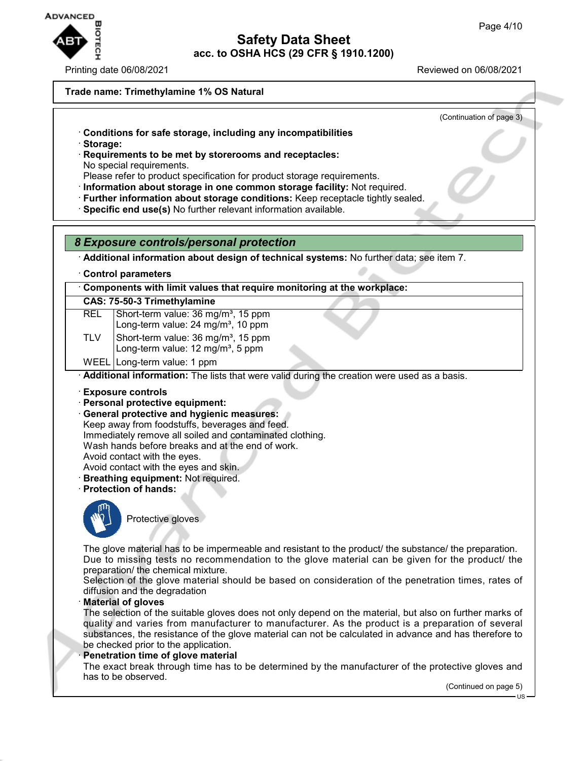**Trade name: Trimethylamine 1% OS Natural**

(Continuation of page 3)

· **Conditions for safe storage, including any incompatibilities**
· **Storage:**
· **Requirements to be met by storerooms and receptacles:**
No special requirements.
Please refer to product specification for product storage requirements.
· **Information about storage in one common storage facility:** Not required.
· **Further information about storage conditions:** Keep receptacle tightly sealed.
· **Specific end use(s)** No further relevant information available.

## *8 Exposure controls/personal protection*

· **Additional information about design of technical systems:** No further data; see item 7.

· **Control parameters**

| · **Components with limit values that require monitoring at the workplace:** | |
|---|---|
| **CAS: 75-50-3 Trimethylamine** | |
| REL | Short-term value: 36 mg/m³, 15 ppm<br>Long-term value: 24 mg/m³, 10 ppm |
| TLV | Short-term value: 36 mg/m³, 15 ppm<br>Long-term value: 12 mg/m³, 5 ppm |
| WEEL | Long-term value: 1 ppm |

· **Additional information:** The lists that were valid during the creation were used as a basis.

· **Exposure controls**
· **Personal protective equipment:**
· **General protective and hygienic measures:**
Keep away from foodstuffs, beverages and feed.
Immediately remove all soiled and contaminated clothing.
Wash hands before breaks and at the end of work.
Avoid contact with the eyes.
Avoid contact with the eyes and skin.
· **Breathing equipment:** Not required.
· **Protection of hands:**

Protective gloves

The glove material has to be impermeable and resistant to the product/ the substance/ the preparation.
Due to missing tests no recommendation to the glove material can be given for the product/ the preparation/ the chemical mixture.
Selection of the glove material should be based on consideration of the penetration times, rates of diffusion and the degradation
· **Material of gloves**
The selection of the suitable gloves does not only depend on the material, but also on further marks of quality and varies from manufacturer to manufacturer. As the product is a preparation of several substances, the resistance of the glove material can not be calculated in advance and has therefore to be checked prior to the application.
· **Penetration time of glove material**
The exact break through time has to be determined by the manufacturer of the protective gloves and has to be observed.

(Continued on page 5)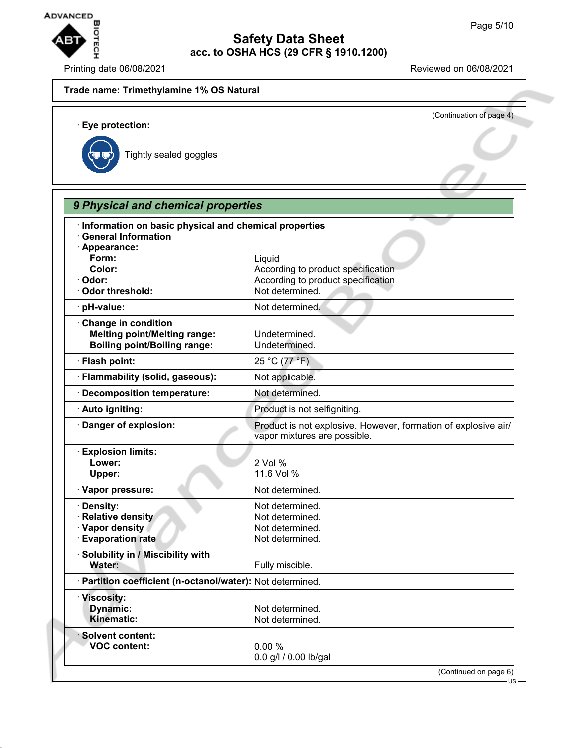**Trade name: Trimethylamine 1% OS Natural**

(Continuation of page 4)

· **Eye protection:**

Tightly sealed goggles

## 9 Physical and chemical properties

| · **Information on basic physical and chemical properties** | |
|---|---|
| · **General Information** | |
| · **Appearance:** | |
| **Form:** | Liquid |
| **Color:** | According to product specification |
| · **Odor:** | According to product specification |
| · **Odor threshold:** | Not determined. |
| · **pH-value:** | Not determined. |
| · **Change in condition** | |
| **Melting point/Melting range:** | Undetermined. |
| **Boiling point/Boiling range:** | Undetermined. |
| · **Flash point:** | 25 °C (77 °F) |
| · **Flammability (solid, gaseous):** | Not applicable. |
| · **Decomposition temperature:** | Not determined. |
| · **Auto igniting:** | Product is not selfigniting. |
| · **Danger of explosion:** | Product is not explosive. However, formation of explosive air/ vapor mixtures are possible. |
| · **Explosion limits:** | |
| **Lower:** | 2 Vol % |
| **Upper:** | 11.6 Vol % |
| · **Vapor pressure:** | Not determined. |
| · **Density:** | Not determined. |
| · **Relative density** | Not determined. |
| · **Vapor density** | Not determined. |
| · **Evaporation rate** | Not determined. |
| · **Solubility in / Miscibility with** | |
| **Water:** | Fully miscible. |
| · **Partition coefficient (n-octanol/water):** | Not determined. |
| · **Viscosity:** | |
| **Dynamic:** | Not determined. |
| **Kinematic:** | Not determined. |
| · **Solvent content:** | |
| **VOC content:** | 0.00 % |
| | 0.0 g/l / 0.00 lb/gal |

(Continued on page 6)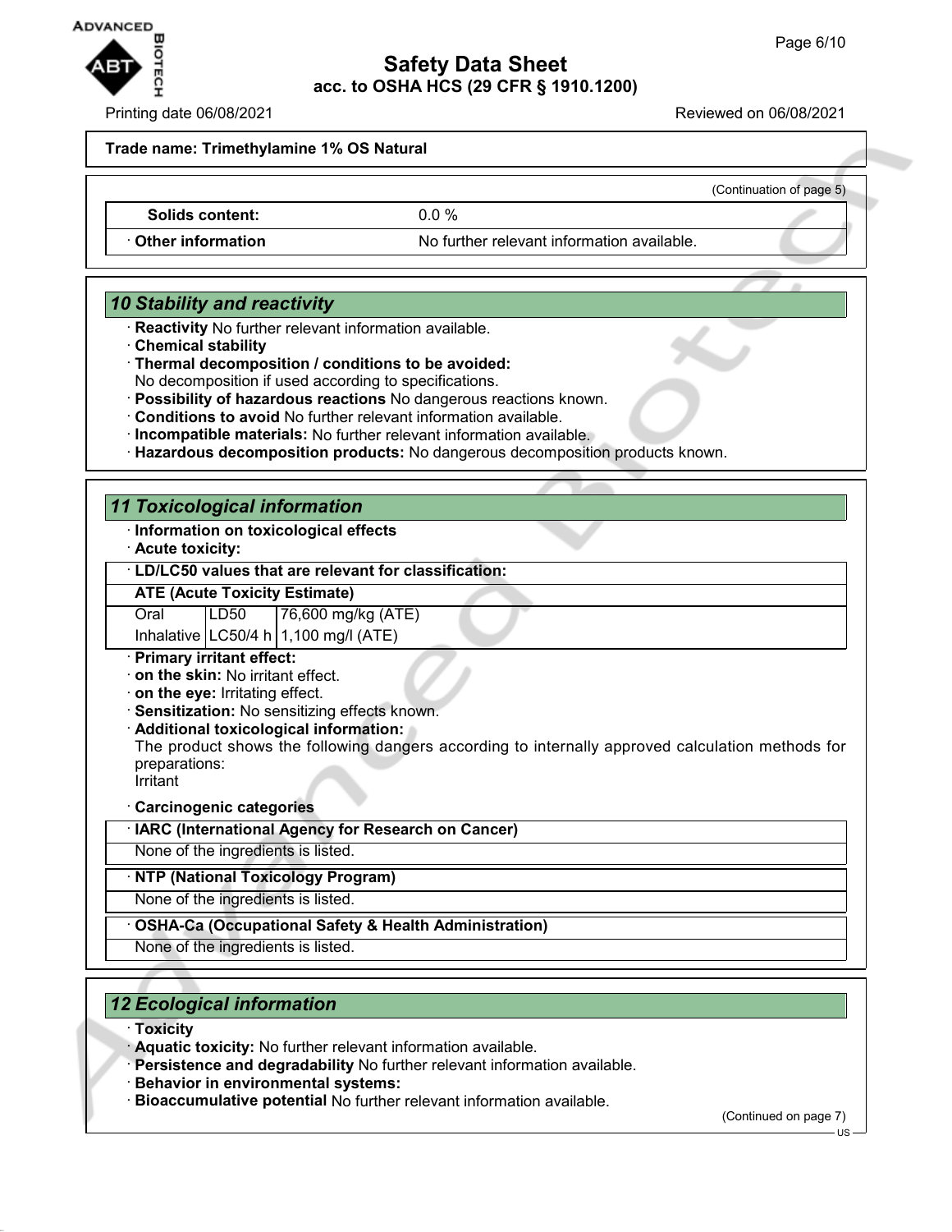**Trade name: Trimethylamine 1% OS Natural**

(Continuation of page 5)

| | |
|---|---|
| Solids content: | 0.0 % |
| · Other information | No further relevant information available. |

## 10 Stability and reactivity

· **Reactivity** No further relevant information available.
· **Chemical stability**
· **Thermal decomposition / conditions to be avoided:**
No decomposition if used according to specifications.
· **Possibility of hazardous reactions** No dangerous reactions known.
· **Conditions to avoid** No further relevant information available.
· **Incompatible materials:** No further relevant information available.
· **Hazardous decomposition products:** No dangerous decomposition products known.

## 11 Toxicological information

· **Information on toxicological effects**
· **Acute toxicity:**

| · LD/LC50 values that are relevant for classification: | | |
|---|---|---|
| **ATE (Acute Toxicity Estimate)** | | |
| Oral | LD50 | 76,600 mg/kg (ATE) |
| Inhalative | LC50/4 h | 1,100 mg/l (ATE) |

· **Primary irritant effect:**
· **on the skin:** No irritant effect.
· **on the eye:** Irritating effect.
· **Sensitization:** No sensitizing effects known.
· **Additional toxicological information:**
The product shows the following dangers according to internally approved calculation methods for preparations:
Irritant

· **Carcinogenic categories**

| · IARC (International Agency for Research on Cancer) |
|---|
| None of the ingredients is listed. |

| · NTP (National Toxicology Program) |
|---|
| None of the ingredients is listed. |

| · OSHA-Ca (Occupational Safety & Health Administration) |
|---|
| None of the ingredients is listed. |

## 12 Ecological information

· **Toxicity**
· **Aquatic toxicity:** No further relevant information available.
· **Persistence and degradability** No further relevant information available.
· **Behavior in environmental systems:**
· **Bioaccumulative potential** No further relevant information available.

(Continued on page 7)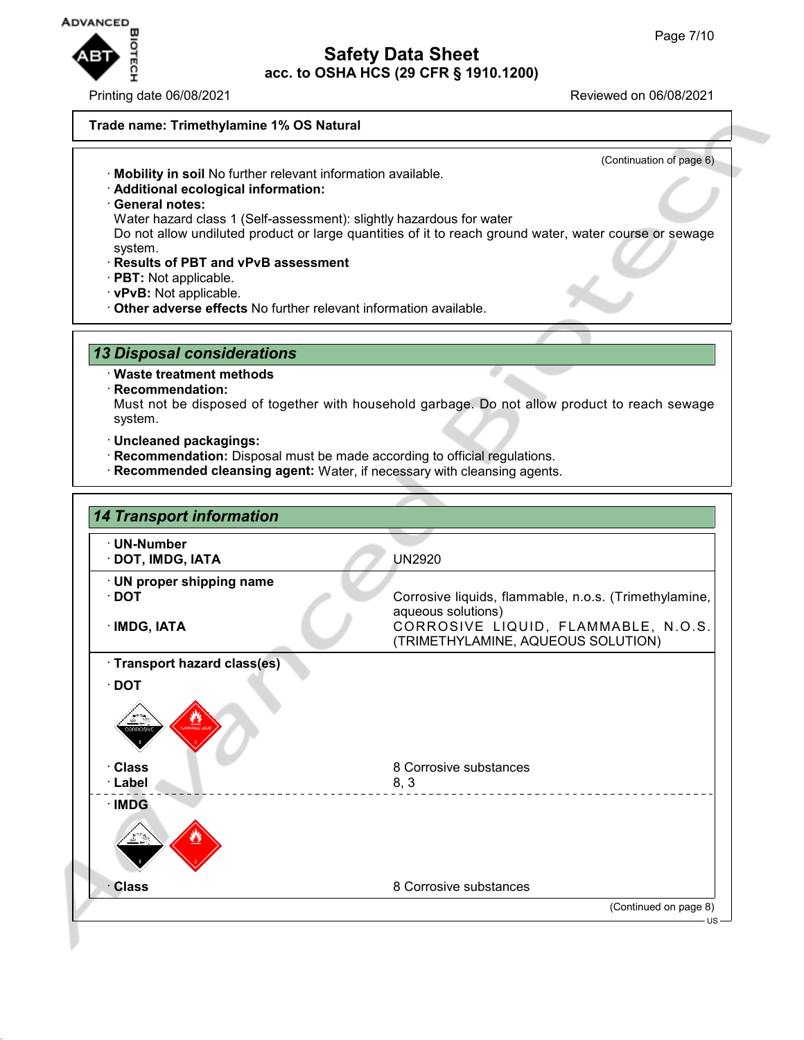**Trade name: Trimethylamine 1% OS Natural**

(Continuation of page 6)

· **Mobility in soil** No further relevant information available.
· **Additional ecological information:**
· **General notes:**
Water hazard class 1 (Self-assessment): slightly hazardous for water
Do not allow undiluted product or large quantities of it to reach ground water, water course or sewage system.
· **Results of PBT and vPvB assessment**
· **PBT:** Not applicable.
· **vPvB:** Not applicable.
· **Other adverse effects** No further relevant information available.

## 13 Disposal considerations

· **Waste treatment methods**
· **Recommendation:**
Must not be disposed of together with household garbage. Do not allow product to reach sewage system.

· **Uncleaned packagings:**
· **Recommendation:** Disposal must be made according to official regulations.
· **Recommended cleansing agent:** Water, if necessary with cleansing agents.

## 14 Transport information

| | |
|---|---|
| · **UN-Number**<br>· **DOT, IMDG, IATA** | UN2920 |
| · **UN proper shipping name**<br>· **DOT** | Corrosive liquids, flammable, n.o.s. (Trimethylamine, aqueous solutions) |
| · **IMDG, IATA** | CORROSIVE LIQUID, FLAMMABLE, N.O.S. (TRIMETHYLAMINE, AQUEOUS SOLUTION) |
| · **Transport hazard class(es)** | |
| · **DOT** | |
| · **Class** | 8 Corrosive substances |
| · **Label** | 8, 3 |
| · **IMDG** | |
| · **Class** | 8 Corrosive substances |

(Continued on page 8)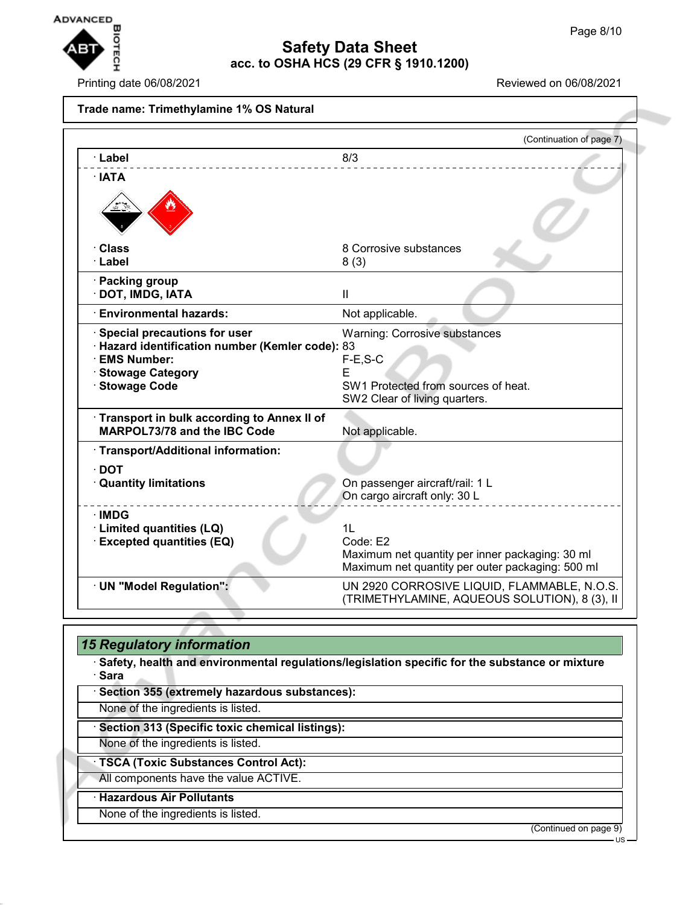**Trade name: Trimethylamine 1% OS Natural**

(Continuation of page 7)

| | |
|---|---|
| · **Label** | 8/3 |
| · **IATA** | |
| · **Class** | 8 Corrosive substances |
| · **Label** | 8 (3) |
| · **Packing group**<br>· **DOT, IMDG, IATA** | II |
| · **Environmental hazards:** | Not applicable. |
| · **Special precautions for user** | Warning: Corrosive substances |
| · **Hazard identification number (Kemler code):** | 83 |
| · **EMS Number:** | F-E,S-C |
| · **Stowage Category** | E |
| · **Stowage Code** | SW1 Protected from sources of heat.<br>SW2 Clear of living quarters. |
| · **Transport in bulk according to Annex II of MARPOL73/78 and the IBC Code** | Not applicable. |
| · **Transport/Additional information:** | |
| · **DOT**<br>· **Quantity limitations** | On passenger aircraft/rail: 1 L<br>On cargo aircraft only: 30 L |
| · **IMDG**<br>· **Limited quantities (LQ)** | 1L |
| · **Excepted quantities (EQ)** | Code: E2<br>Maximum net quantity per inner packaging: 30 ml<br>Maximum net quantity per outer packaging: 500 ml |
| · **UN "Model Regulation":** | UN 2920 CORROSIVE LIQUID, FLAMMABLE, N.O.S. (TRIMETHYLAMINE, AQUEOUS SOLUTION), 8 (3), II |

## *15 Regulatory information*

· **Safety, health and environmental regulations/legislation specific for the substance or mixture**

· **Sara**

· **Section 355 (extremely hazardous substances):**

None of the ingredients is listed.

· **Section 313 (Specific toxic chemical listings):**

None of the ingredients is listed.

· **TSCA (Toxic Substances Control Act):**

All components have the value ACTIVE.

· **Hazardous Air Pollutants**

None of the ingredients is listed.

(Continued on page 9)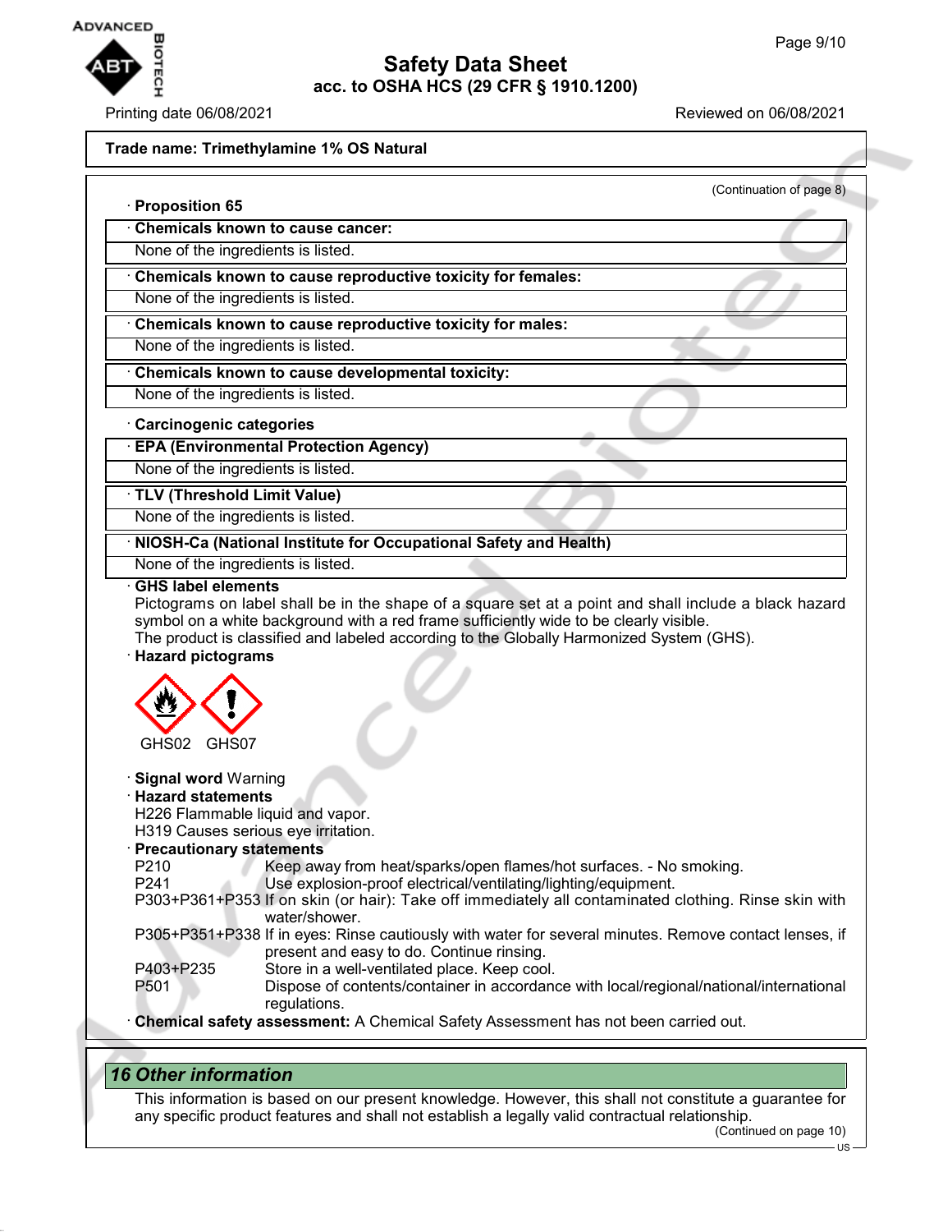**Trade name: Trimethylamine 1% OS Natural**

(Continuation of page 8)

· **Proposition 65**

· **Chemicals known to cause cancer:**

None of the ingredients is listed.

· **Chemicals known to cause reproductive toxicity for females:**

None of the ingredients is listed.

· **Chemicals known to cause reproductive toxicity for males:**

None of the ingredients is listed.

· **Chemicals known to cause developmental toxicity:**

None of the ingredients is listed.

· **Carcinogenic categories**

· **EPA (Environmental Protection Agency)**

None of the ingredients is listed.

· **TLV (Threshold Limit Value)**

None of the ingredients is listed.

· **NIOSH-Ca (National Institute for Occupational Safety and Health)**

None of the ingredients is listed.

· **GHS label elements**

Pictograms on label shall be in the shape of a square set at a point and shall include a black hazard symbol on a white background with a red frame sufficiently wide to be clearly visible.
The product is classified and labeled according to the Globally Harmonized System (GHS).

· **Hazard pictograms**

GHS02 GHS07

· **Signal word** Warning

· **Hazard statements**

H226 Flammable liquid and vapor.
H319 Causes serious eye irritation.

· **Precautionary statements**

| | |
|---|---|
| P210 | Keep away from heat/sparks/open flames/hot surfaces. - No smoking. |
| P241 | Use explosion-proof electrical/ventilating/lighting/equipment. |
| P303+P361+P353 | If on skin (or hair): Take off immediately all contaminated clothing. Rinse skin with water/shower. |
| P305+P351+P338 | If in eyes: Rinse cautiously with water for several minutes. Remove contact lenses, if present and easy to do. Continue rinsing. |
| P403+P235 | Store in a well-ventilated place. Keep cool. |
| P501 | Dispose of contents/container in accordance with local/regional/national/international regulations. |

· **Chemical safety assessment:** A Chemical Safety Assessment has not been carried out.

## *16 Other information*

This information is based on our present knowledge. However, this shall not constitute a guarantee for any specific product features and shall not establish a legally valid contractual relationship.

(Continued on page 10)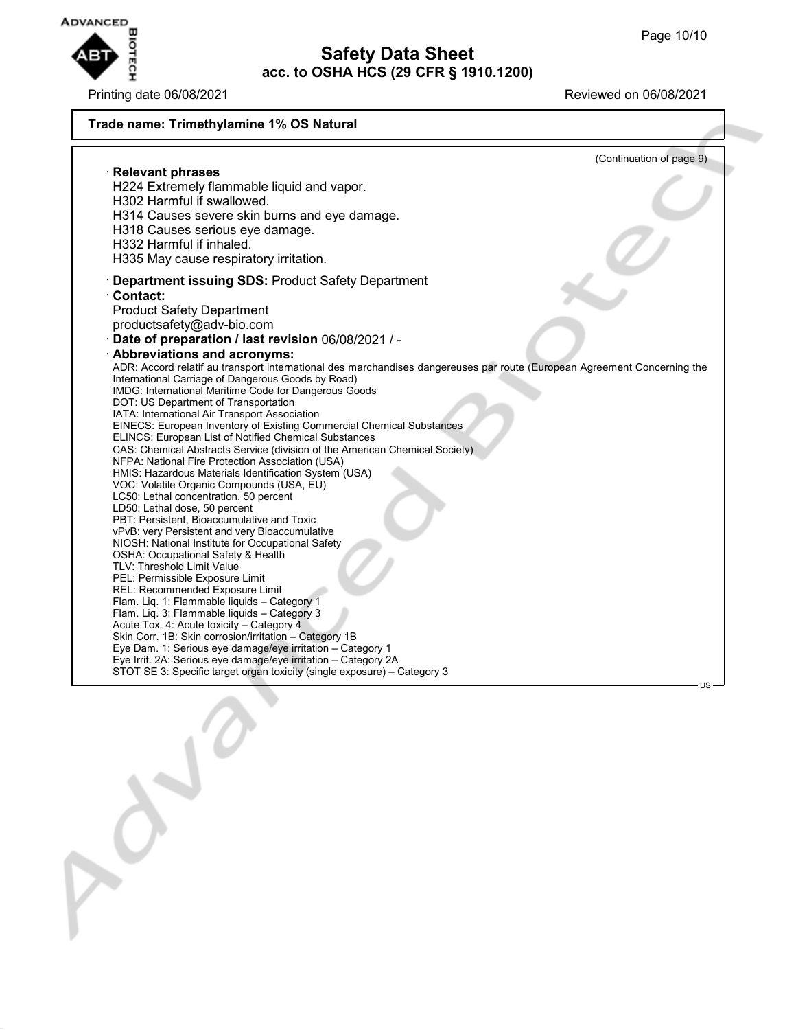**Trade name: Trimethylamine 1% OS Natural**

(Continuation of page 9)

· **Relevant phrases**

H224 Extremely flammable liquid and vapor.
H302 Harmful if swallowed.
H314 Causes severe skin burns and eye damage.
H318 Causes serious eye damage.
H332 Harmful if inhaled.
H335 May cause respiratory irritation.

· **Department issuing SDS:** Product Safety Department

· **Contact:**
Product Safety Department
productsafety@adv-bio.com

· **Date of preparation / last revision** 06/08/2021 / -

· **Abbreviations and acronyms:**

ADR: Accord relatif au transport international des marchandises dangereuses par route (European Agreement Concerning the International Carriage of Dangerous Goods by Road)
IMDG: International Maritime Code for Dangerous Goods
DOT: US Department of Transportation
IATA: International Air Transport Association
EINECS: European Inventory of Existing Commercial Chemical Substances
ELINCS: European List of Notified Chemical Substances
CAS: Chemical Abstracts Service (division of the American Chemical Society)
NFPA: National Fire Protection Association (USA)
HMIS: Hazardous Materials Identification System (USA)
VOC: Volatile Organic Compounds (USA, EU)
LC50: Lethal concentration, 50 percent
LD50: Lethal dose, 50 percent
PBT: Persistent, Bioaccumulative and Toxic
vPvB: very Persistent and very Bioaccumulative
NIOSH: National Institute for Occupational Safety
OSHA: Occupational Safety & Health
TLV: Threshold Limit Value
PEL: Permissible Exposure Limit
REL: Recommended Exposure Limit
Flam. Liq. 1: Flammable liquids – Category 1
Flam. Liq. 3: Flammable liquids – Category 3
Acute Tox. 4: Acute toxicity – Category 4
Skin Corr. 1B: Skin corrosion/irritation – Category 1B
Eye Dam. 1: Serious eye damage/eye irritation – Category 1
Eye Irrit. 2A: Serious eye damage/eye irritation – Category 2A
STOT SE 3: Specific target organ toxicity (single exposure) – Category 3